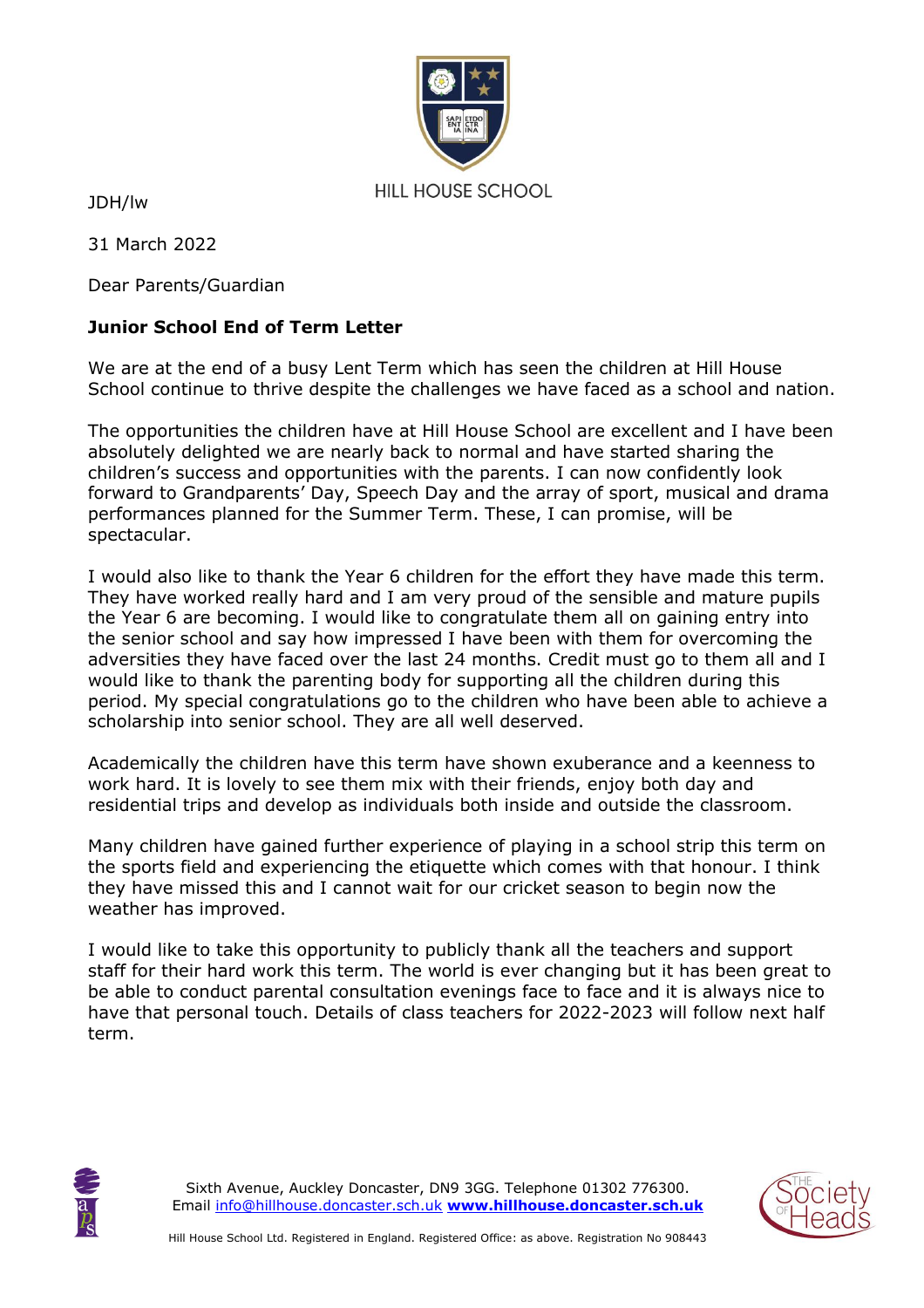HILL HOUSE SCHOOL

JDH/lw

31 March 2022

Dear Parents/Guardian

**Junior School End of Term Letter**

We are at the end of a busy Lent Term which has seen the children at Hill House School continue to thrive despite the challenges we have faced as a school and nation.

The opportunities the children have at Hill House School are excellent and I have been absolutely delighted we are nearly back to normal and have started sharing the children's success and opportunities with the parents. I can now confidently look forward to Grandparents' Day, Speech Day and the array of sport, musical and drama performances planned for the Summer Term. These, I can promise, will be spectacular.

I would also like to thank the Year 6 children for the effort they have made this term. They have worked really hard and I am very proud of the sensible and mature pupils the Year 6 are becoming. I would like to congratulate them all on gaining entry into the senior school and say how impressed I have been with them for overcoming the adversities they have faced over the last 24 months. Credit must go to them all and I would like to thank the parenting body for supporting all the children during this period. My special congratulations go to the children who have been able to achieve a scholarship into senior school. They are all well deserved.

Academically the children have this term have shown exuberance and a keenness to work hard. It is lovely to see them mix with their friends, enjoy both day and residential trips and develop as individuals both inside and outside the classroom.

Many children have gained further experience of playing in a school strip this term on the sports field and experiencing the etiquette which comes with that honour. I think they have missed this and I cannot wait for our cricket season to begin now the weather has improved.

I would like to take this opportunity to publicly thank all the teachers and support staff for their hard work this term. The world is ever changing but it has been great to be able to conduct parental consultation evenings face to face and it is always nice to have that personal touch. Details of class teachers for 2022-2023 will follow next half term.

Sixth Avenue, Auckley Doncaster, DN9 3GG. Telephone 01302 776300.
Email info@hillhouse.doncaster.sch.uk **www.hillhouse.doncaster.sch.uk**

Hill House School Ltd. Registered in England. Registered Office: as above. Registration No 908443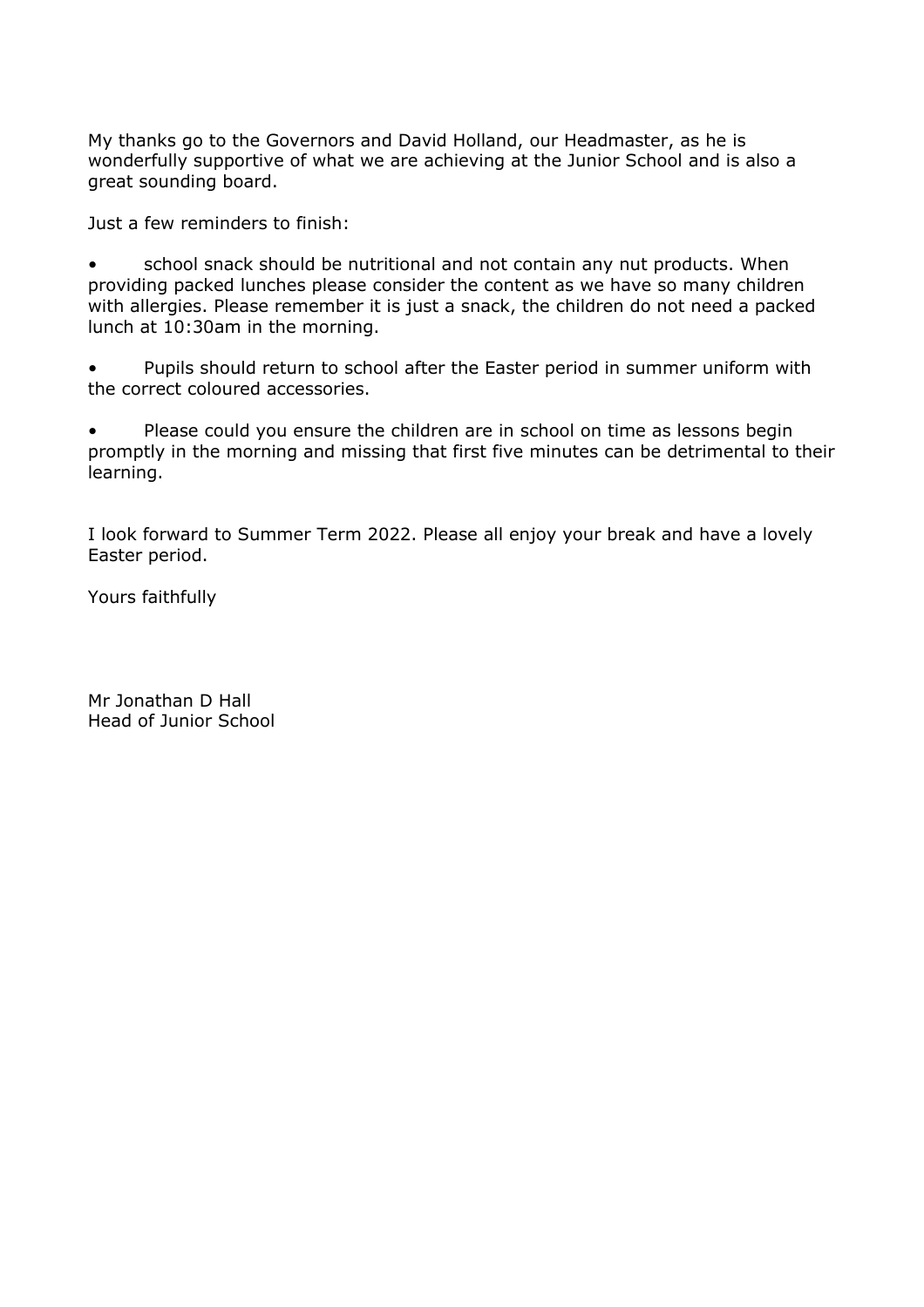My thanks go to the Governors and David Holland, our Headmaster, as he is wonderfully supportive of what we are achieving at the Junior School and is also a great sounding board.

Just a few reminders to finish:

- school snack should be nutritional and not contain any nut products. When providing packed lunches please consider the content as we have so many children with allergies. Please remember it is just a snack, the children do not need a packed lunch at 10:30am in the morning.

- Pupils should return to school after the Easter period in summer uniform with the correct coloured accessories.

- Please could you ensure the children are in school on time as lessons begin promptly in the morning and missing that first five minutes can be detrimental to their learning.

I look forward to Summer Term 2022. Please all enjoy your break and have a lovely Easter period.

Yours faithfully

Mr Jonathan D Hall
Head of Junior School